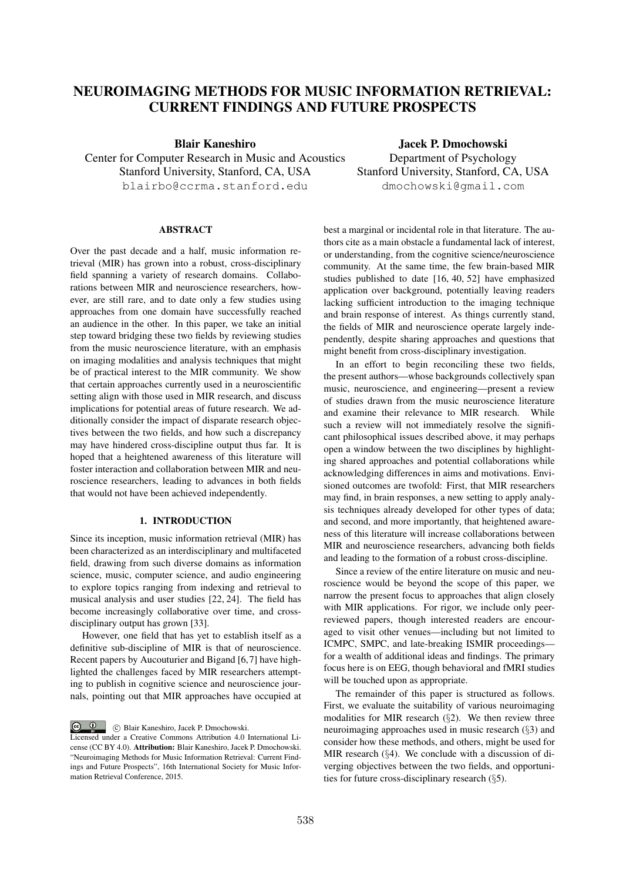# NEUROIMAGING METHODS FOR MUSIC INFORMATION RETRIEVAL: CURRENT FINDINGS AND FUTURE PROSPECTS

**Blair Kaneshiro**
Center for Computer Research in Music and Acoustics
Stanford University, Stanford, CA, USA
blairbo@ccrma.stanford.edu

**Jacek P. Dmochowski**
Department of Psychology
Stanford University, Stanford, CA, USA
dmochowski@gmail.com

## ABSTRACT

Over the past decade and a half, music information retrieval (MIR) has grown into a robust, cross-disciplinary field spanning a variety of research domains. Collaborations between MIR and neuroscience researchers, however, are still rare, and to date only a few studies using approaches from one domain have successfully reached an audience in the other. In this paper, we take an initial step toward bridging these two fields by reviewing studies from the music neuroscience literature, with an emphasis on imaging modalities and analysis techniques that might be of practical interest to the MIR community. We show that certain approaches currently used in a neuroscientific setting align with those used in MIR research, and discuss implications for potential areas of future research. We additionally consider the impact of disparate research objectives between the two fields, and how such a discrepancy may have hindered cross-discipline output thus far. It is hoped that a heightened awareness of this literature will foster interaction and collaboration between MIR and neuroscience researchers, leading to advances in both fields that would not have been achieved independently.

## 1. INTRODUCTION

Since its inception, music information retrieval (MIR) has been characterized as an interdisciplinary and multifaceted field, drawing from such diverse domains as information science, music, computer science, and audio engineering to explore topics ranging from indexing and retrieval to musical analysis and user studies [22, 24]. The field has become increasingly collaborative over time, and cross-disciplinary output has grown [33].

However, one field that has yet to establish itself as a definitive sub-discipline of MIR is that of neuroscience. Recent papers by Aucouturier and Bigand [6, 7] have highlighted the challenges faced by MIR researchers attempting to publish in cognitive science and neuroscience journals, pointing out that MIR approaches have occupied at best a marginal or incidental role in that literature. The authors cite as a main obstacle a fundamental lack of interest, or understanding, from the cognitive science/neuroscience community. At the same time, the few brain-based MIR studies published to date [16, 40, 52] have emphasized application over background, potentially leaving readers lacking sufficient introduction to the imaging technique and brain response of interest. As things currently stand, the fields of MIR and neuroscience operate largely independently, despite sharing approaches and questions that might benefit from cross-disciplinary investigation.

In an effort to begin reconciling these two fields, the present authors—whose backgrounds collectively span music, neuroscience, and engineering—present a review of studies drawn from the music neuroscience literature and examine their relevance to MIR research. While such a review will not immediately resolve the significant philosophical issues described above, it may perhaps open a window between the two disciplines by highlighting shared approaches and potential collaborations while acknowledging differences in aims and motivations. Envisioned outcomes are twofold: First, that MIR researchers may find, in brain responses, a new setting to apply analysis techniques already developed for other types of data; and second, and more importantly, that heightened awareness of this literature will increase collaborations between MIR and neuroscience researchers, advancing both fields and leading to the formation of a robust cross-discipline.

Since a review of the entire literature on music and neuroscience would be beyond the scope of this paper, we narrow the present focus to approaches that align closely with MIR applications. For rigor, we include only peer-reviewed papers, though interested readers are encouraged to visit other venues—including but not limited to ICMPC, SMPC, and late-breaking ISMIR proceedings—for a wealth of additional ideas and findings. The primary focus here is on EEG, though behavioral and fMRI studies will be touched upon as appropriate.

The remainder of this paper is structured as follows. First, we evaluate the suitability of various neuroimaging modalities for MIR research (§2). We then review three neuroimaging approaches used in music research (§3) and consider how these methods, and others, might be used for MIR research (§4). We conclude with a discussion of diverging objectives between the two fields, and opportunities for future cross-disciplinary research (§5).

© Blair Kaneshiro, Jacek P. Dmochowski.
Licensed under a Creative Commons Attribution 4.0 International License (CC BY 4.0). **Attribution:** Blair Kaneshiro, Jacek P. Dmochowski. "Neuroimaging Methods for Music Information Retrieval: Current Findings and Future Prospects", 16th International Society for Music Information Retrieval Conference, 2015.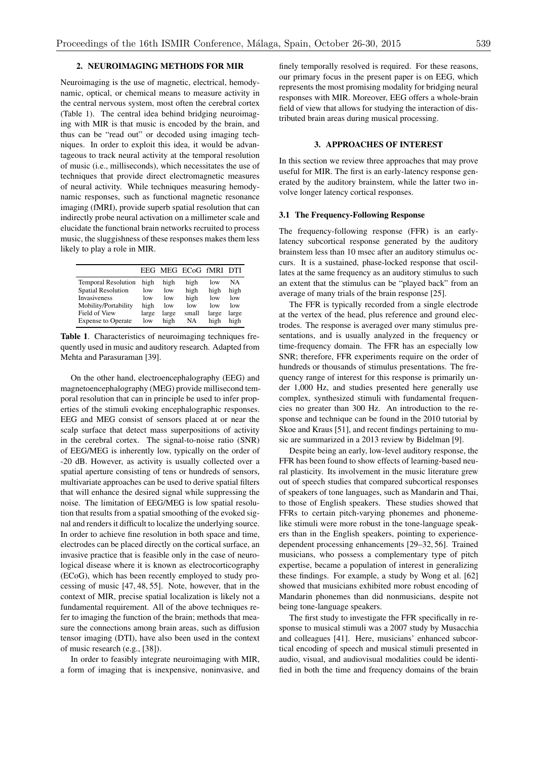## 2. NEUROIMAGING METHODS FOR MIR

Neuroimaging is the use of magnetic, electrical, hemodynamic, optical, or chemical means to measure activity in the central nervous system, most often the cerebral cortex (Table 1). The central idea behind bridging neuroimaging with MIR is that music is encoded by the brain, and thus can be "read out" or decoded using imaging techniques. In order to exploit this idea, it would be advantageous to track neural activity at the temporal resolution of music (i.e., milliseconds), which necessitates the use of techniques that provide direct electromagnetic measures of neural activity. While techniques measuring hemodynamic responses, such as functional magnetic resonance imaging (fMRI), provide superb spatial resolution that can indirectly probe neural activation on a millimeter scale and elucidate the functional brain networks recruited to process music, the sluggishness of these responses makes them less likely to play a role in MIR.

| | EEG | MEG | ECoG | fMRI | DTI |
|---|---|---|---|---|---|
| Temporal Resolution | high | high | high | low | NA |
| Spatial Resolution | low | low | high | high | high |
| Invasiveness | low | low | high | low | low |
| Mobility/Portability | high | low | low | low | low |
| Field of View | large | large | small | large | large |
| Expense to Operate | low | high | NA | high | high |

**Table 1**. Characteristics of neuroimaging techniques frequently used in music and auditory research. Adapted from Mehta and Parasuraman [39].

On the other hand, electroencephalography (EEG) and magnetoencephalography (MEG) provide millisecond temporal resolution that can in principle be used to infer properties of the stimuli evoking encephalographic responses. EEG and MEG consist of sensors placed at or near the scalp surface that detect mass superpositions of activity in the cerebral cortex. The signal-to-noise ratio (SNR) of EEG/MEG is inherently low, typically on the order of -20 dB. However, as activity is usually collected over a spatial aperture consisting of tens or hundreds of sensors, multivariate approaches can be used to derive spatial filters that will enhance the desired signal while suppressing the noise. The limitation of EEG/MEG is low spatial resolution that results from a spatial smoothing of the evoked signal and renders it difficult to localize the underlying source. In order to achieve fine resolution in both space and time, electrodes can be placed directly on the cortical surface, an invasive practice that is feasible only in the case of neurological disease where it is known as electrocorticography (ECoG), which has been recently employed to study processing of music [47, 48, 55]. Note, however, that in the context of MIR, precise spatial localization is likely not a fundamental requirement. All of the above techniques refer to imaging the function of the brain; methods that measure the connections among brain areas, such as diffusion tensor imaging (DTI), have also been used in the context of music research (e.g., [38]).

In order to feasibly integrate neuroimaging with MIR, a form of imaging that is inexpensive, noninvasive, and finely temporally resolved is required. For these reasons, our primary focus in the present paper is on EEG, which represents the most promising modality for bridging neural responses with MIR. Moreover, EEG offers a whole-brain field of view that allows for studying the interaction of distributed brain areas during musical processing.

## 3. APPROACHES OF INTEREST

In this section we review three approaches that may prove useful for MIR. The first is an early-latency response generated by the auditory brainstem, while the latter two involve longer latency cortical responses.

### 3.1 The Frequency-Following Response

The frequency-following response (FFR) is an early-latency subcortical response generated by the auditory brainstem less than 10 msec after an auditory stimulus occurs. It is a sustained, phase-locked response that oscillates at the same frequency as an auditory stimulus to such an extent that the stimulus can be "played back" from an average of many trials of the brain response [25].

The FFR is typically recorded from a single electrode at the vertex of the head, plus reference and ground electrodes. The response is averaged over many stimulus presentations, and is usually analyzed in the frequency or time-frequency domain. The FFR has an especially low SNR; therefore, FFR experiments require on the order of hundreds or thousands of stimulus presentations. The frequency range of interest for this response is primarily under 1,000 Hz, and studies presented here generally use complex, synthesized stimuli with fundamental frequencies no greater than 300 Hz. An introduction to the response and technique can be found in the 2010 tutorial by Skoe and Kraus [51], and recent findings pertaining to music are summarized in a 2013 review by Bidelman [9].

Despite being an early, low-level auditory response, the FFR has been found to show effects of learning-based neural plasticity. Its involvement in the music literature grew out of speech studies that compared subcortical responses of speakers of tone languages, such as Mandarin and Thai, to those of English speakers. These studies showed that FFRs to certain pitch-varying phonemes and phoneme-like stimuli were more robust in the tone-language speakers than in the English speakers, pointing to experience-dependent processing enhancements [29–32, 56]. Trained musicians, who possess a complementary type of pitch expertise, became a population of interest in generalizing these findings. For example, a study by Wong et al. [62] showed that musicians exhibited more robust encoding of Mandarin phonemes than did nonmusicians, despite not being tone-language speakers.

The first study to investigate the FFR specifically in response to musical stimuli was a 2007 study by Musacchia and colleagues [41]. Here, musicians' enhanced subcortical encoding of speech and musical stimuli presented in audio, visual, and audiovisual modalities could be identified in both the time and frequency domains of the brain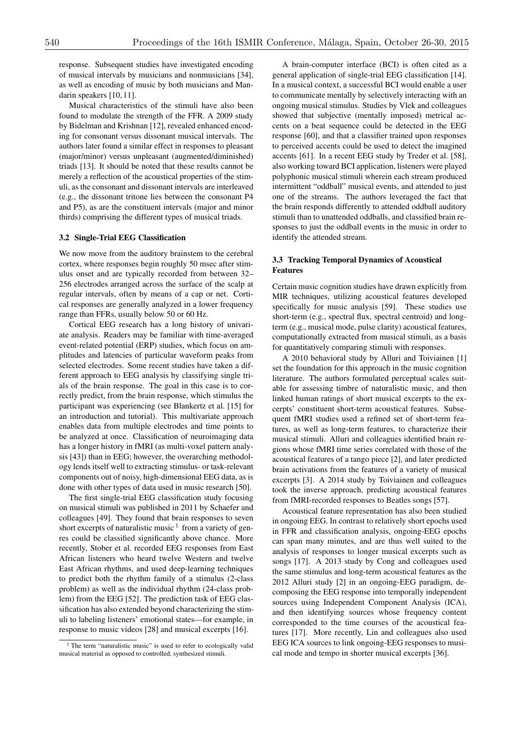response. Subsequent studies have investigated encoding of musical intervals by musicians and nonmusicians [34], as well as encoding of music by both musicians and Mandarin speakers [10, 11].

Musical characteristics of the stimuli have also been found to modulate the strength of the FFR. A 2009 study by Bidelman and Krishnan [12], revealed enhanced encoding for consonant versus dissonant musical intervals. The authors later found a similar effect in responses to pleasant (major/minor) versus unpleasant (augmented/diminished) triads [13]. It should be noted that these results cannot be merely a reflection of the acoustical properties of the stimuli, as the consonant and dissonant intervals are interleaved (e.g., the dissonant tritone lies between the consonant P4 and P5), as are the constituent intervals (major and minor thirds) comprising the different types of musical triads.

### 3.2 Single-Trial EEG Classification

We now move from the auditory brainstem to the cerebral cortex, where responses begin roughly 50 msec after stimulus onset and are typically recorded from between 32–256 electrodes arranged across the surface of the scalp at regular intervals, often by means of a cap or net. Cortical responses are generally analyzed in a lower frequency range than FFRs, usually below 50 or 60 Hz.

Cortical EEG research has a long history of univariate analysis. Readers may be familiar with time-averaged event-related potential (ERP) studies, which focus on amplitudes and latencies of particular waveform peaks from selected electrodes. Some recent studies have taken a different approach to EEG analysis by classifying single trials of the brain response. The goal in this case is to correctly predict, from the brain response, which stimulus the participant was experiencing (see Blankertz et al. [15] for an introduction and tutorial). This multivariate approach enables data from multiple electrodes and time points to be analyzed at once. Classification of neuroimaging data has a longer history in fMRI (as multi-voxel pattern analysis [43]) than in EEG; however, the overarching methodology lends itself well to extracting stimulus- or task-relevant components out of noisy, high-dimensional EEG data, as is done with other types of data used in music research [50].

The first single-trial EEG classification study focusing on musical stimuli was published in 2011 by Schaefer and colleagues [49]. They found that brain responses to seven short excerpts of naturalistic music [1] from a variety of genres could be classified significantly above chance. More recently, Stober et al. recorded EEG responses from East African listeners who heard twelve Western and twelve East African rhythms, and used deep-learning techniques to predict both the rhythm family of a stimulus (2-class problem) as well as the individual rhythm (24-class problem) from the EEG [52]. The prediction task of EEG classification has also extended beyond characterizing the stimuli to labeling listeners' emotional states—for example, in response to music videos [28] and musical excerpts [16].

A brain-computer interface (BCI) is often cited as a general application of single-trial EEG classification [14]. In a musical context, a successful BCI would enable a user to communicate mentally by selectively interacting with an ongoing musical stimulus. Studies by Vlek and colleagues showed that subjective (mentally imposed) metrical accents on a beat sequence could be detected in the EEG response [60], and that a classifier trained upon responses to perceived accents could be used to detect the imagined accents [61]. In a recent EEG study by Treder et al. [58], also working toward BCI application, listeners were played polyphonic musical stimuli wherein each stream produced intermittent "oddball" musical events, and attended to just one of the streams. The authors leveraged the fact that the brain responds differently to attended oddball auditory stimuli than to unattended oddballs, and classified brain responses to just the oddball events in the music in order to identify the attended stream.

### 3.3 Tracking Temporal Dynamics of Acoustical Features

Certain music cognition studies have drawn explicitly from MIR techniques, utilizing acoustical features developed specifically for music analysis [59]. These studies use short-term (e.g., spectral flux, spectral centroid) and long-term (e.g., musical mode, pulse clarity) acoustical features, computationally extracted from musical stimuli, as a basis for quantitatively comparing stimuli with responses.

A 2010 behavioral study by Alluri and Toiviainen [1] set the foundation for this approach in the music cognition literature. The authors formulated perceptual scales suitable for assessing timbre of naturalistic music, and then linked human ratings of short musical excerpts to the excerpts' constituent short-term acoustical features. Subsequent fMRI studies used a refined set of short-term features, as well as long-term features, to characterize their musical stimuli. Alluri and colleagues identified brain regions whose fMRI time series correlated with those of the acoustical features of a tango piece [2], and later predicted brain activations from the features of a variety of musical excerpts [3]. A 2014 study by Toiviainen and colleagues took the inverse approach, predicting acoustical features from fMRI-recorded responses to Beatles songs [57].

Acoustical feature representation has also been studied in ongoing EEG. In contrast to relatively short epochs used in FFR and classification analysis, ongoing-EEG epochs can span many minutes, and are thus well suited to the analysis of responses to longer musical excerpts such as songs [17]. A 2013 study by Cong and colleagues used the same stimulus and long-term acoustical features as the 2012 Alluri study [2] in an ongoing-EEG paradigm, decomposing the EEG response into temporally independent sources using Independent Component Analysis (ICA), and then identifying sources whose frequency content corresponded to the time courses of the acoustical features [17]. More recently, Lin and colleagues also used EEG ICA sources to link ongoing-EEG responses to musical mode and tempo in shorter musical excerpts [36].

[1] The term "naturalistic music" is used to refer to ecologically valid musical material as opposed to controlled, synthesized stimuli.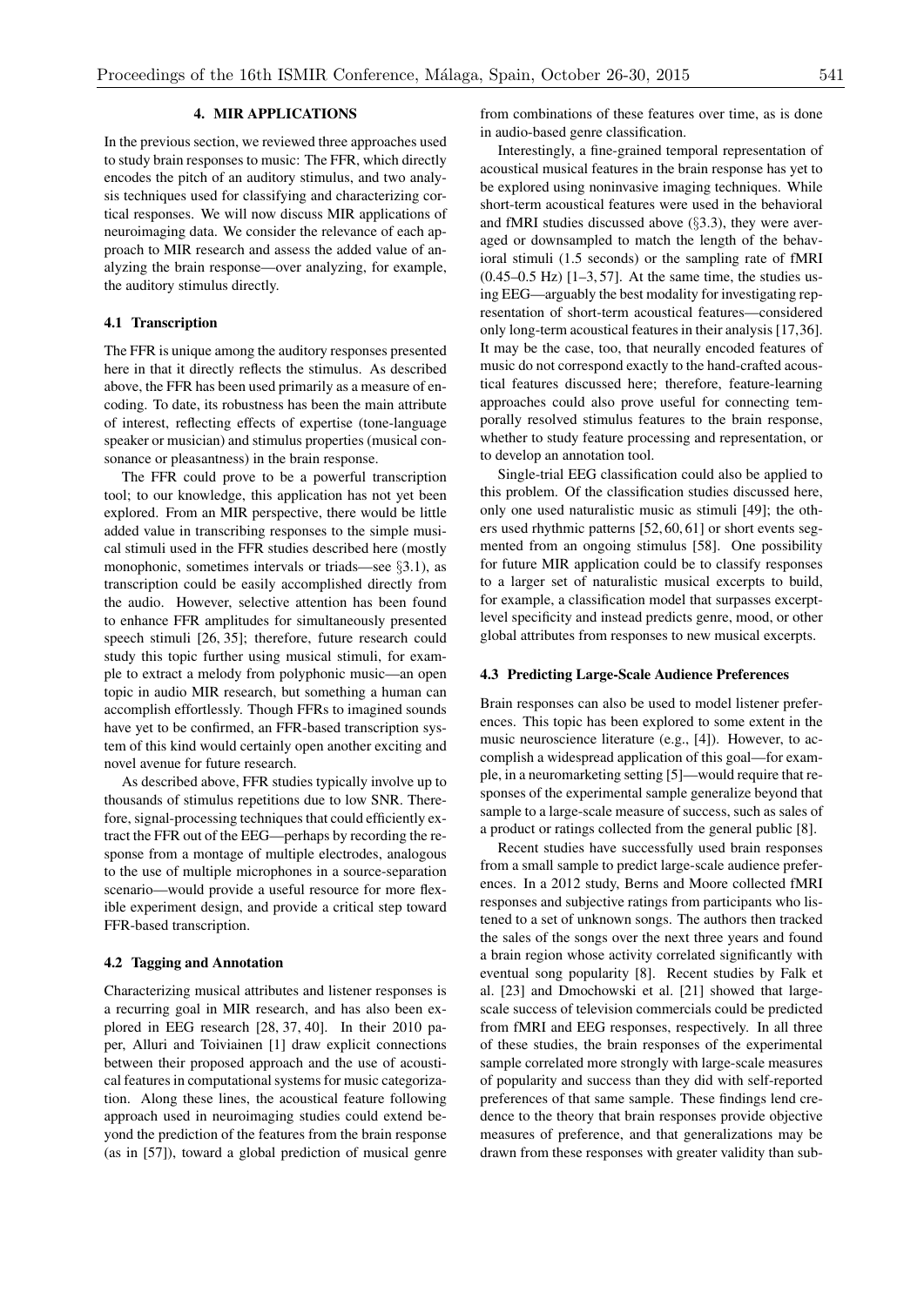## 4. MIR APPLICATIONS

In the previous section, we reviewed three approaches used to study brain responses to music: The FFR, which directly encodes the pitch of an auditory stimulus, and two analysis techniques used for classifying and characterizing cortical responses. We will now discuss MIR applications of neuroimaging data. We consider the relevance of each approach to MIR research and assess the added value of analyzing the brain response—over analyzing, for example, the auditory stimulus directly.

### 4.1 Transcription

The FFR is unique among the auditory responses presented here in that it directly reflects the stimulus. As described above, the FFR has been used primarily as a measure of encoding. To date, its robustness has been the main attribute of interest, reflecting effects of expertise (tone-language speaker or musician) and stimulus properties (musical consonance or pleasantness) in the brain response.

The FFR could prove to be a powerful transcription tool; to our knowledge, this application has not yet been explored. From an MIR perspective, there would be little added value in transcribing responses to the simple musical stimuli used in the FFR studies described here (mostly monophonic, sometimes intervals or triads—see §3.1), as transcription could be easily accomplished directly from the audio. However, selective attention has been found to enhance FFR amplitudes for simultaneously presented speech stimuli [26, 35]; therefore, future research could study this topic further using musical stimuli, for example to extract a melody from polyphonic music—an open topic in audio MIR research, but something a human can accomplish effortlessly. Though FFRs to imagined sounds have yet to be confirmed, an FFR-based transcription system of this kind would certainly open another exciting and novel avenue for future research.

As described above, FFR studies typically involve up to thousands of stimulus repetitions due to low SNR. Therefore, signal-processing techniques that could efficiently extract the FFR out of the EEG—perhaps by recording the response from a montage of multiple electrodes, analogous to the use of multiple microphones in a source-separation scenario—would provide a useful resource for more flexible experiment design, and provide a critical step toward FFR-based transcription.

### 4.2 Tagging and Annotation

Characterizing musical attributes and listener responses is a recurring goal in MIR research, and has also been explored in EEG research [28, 37, 40]. In their 2010 paper, Alluri and Toiviainen [1] draw explicit connections between their proposed approach and the use of acoustical features in computational systems for music categorization. Along these lines, the acoustical feature following approach used in neuroimaging studies could extend beyond the prediction of the features from the brain response (as in [57]), toward a global prediction of musical genre from combinations of these features over time, as is done in audio-based genre classification.

Interestingly, a fine-grained temporal representation of acoustical musical features in the brain response has yet to be explored using noninvasive imaging techniques. While short-term acoustical features were used in the behavioral and fMRI studies discussed above (§3.3), they were averaged or downsampled to match the length of the behavioral stimuli (1.5 seconds) or the sampling rate of fMRI (0.45–0.5 Hz) [1–3, 57]. At the same time, the studies using EEG—arguably the best modality for investigating representation of short-term acoustical features—considered only long-term acoustical features in their analysis [17, 36]. It may be the case, too, that neurally encoded features of music do not correspond exactly to the hand-crafted acoustical features discussed here; therefore, feature-learning approaches could also prove useful for connecting temporally resolved stimulus features to the brain response, whether to study feature processing and representation, or to develop an annotation tool.

Single-trial EEG classification could also be applied to this problem. Of the classification studies discussed here, only one used naturalistic music as stimuli [49]; the others used rhythmic patterns [52, 60, 61] or short events segmented from an ongoing stimulus [58]. One possibility for future MIR application could be to classify responses to a larger set of naturalistic musical excerpts to build, for example, a classification model that surpasses excerpt-level specificity and instead predicts genre, mood, or other global attributes from responses to new musical excerpts.

### 4.3 Predicting Large-Scale Audience Preferences

Brain responses can also be used to model listener preferences. This topic has been explored to some extent in the music neuroscience literature (e.g., [4]). However, to accomplish a widespread application of this goal—for example, in a neuromarketing setting [5]—would require that responses of the experimental sample generalize beyond that sample to a large-scale measure of success, such as sales of a product or ratings collected from the general public [8].

Recent studies have successfully used brain responses from a small sample to predict large-scale audience preferences. In a 2012 study, Berns and Moore collected fMRI responses and subjective ratings from participants who listened to a set of unknown songs. The authors then tracked the sales of the songs over the next three years and found a brain region whose activity correlated significantly with eventual song popularity [8]. Recent studies by Falk et al. [23] and Dmochowski et al. [21] showed that large-scale success of television commercials could be predicted from fMRI and EEG responses, respectively. In all three of these studies, the brain responses of the experimental sample correlated more strongly with large-scale measures of popularity and success than they did with self-reported preferences of that same sample. These findings lend credence to the theory that brain responses provide objective measures of preference, and that generalizations may be drawn from these responses with greater validity than sub-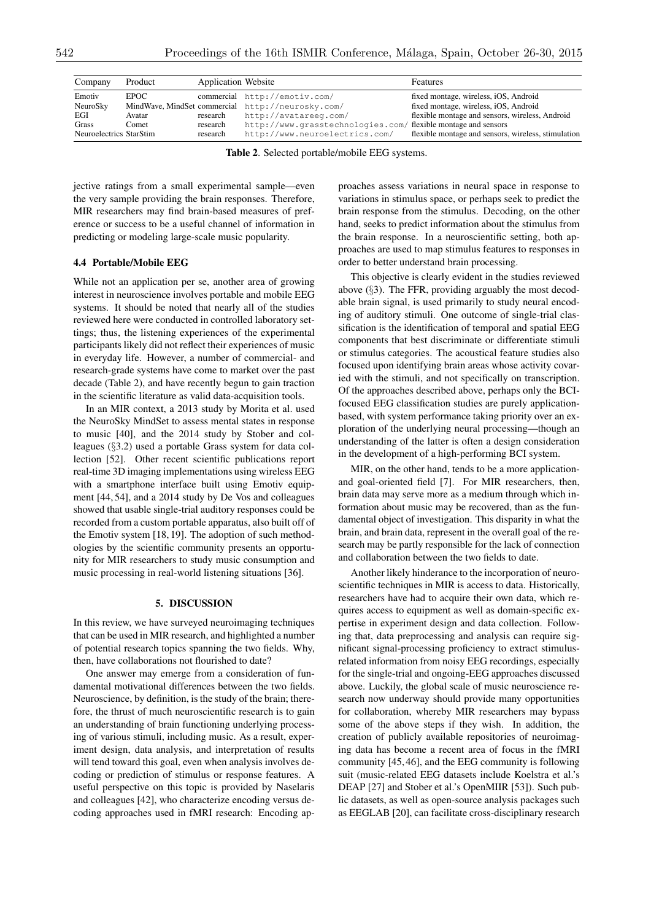| Company | Product | Application | Website | Features |
|---|---|---|---|---|
| Emotiv | EPOC | commercial | http://emotiv.com/ | fixed montage, wireless, iOS, Android |
| NeuroSky | MindWave, MindSet | commercial | http://neurosky.com/ | fixed montage, wireless, iOS, Android |
| EGI | Avatar | research | http://avatareeg.com/ | flexible montage and sensors, wireless, Android |
| Grass | Comet | research | http://www.grasstechnologies.com/ | flexible montage and sensors |
| Neuroelectrics | StarStim | research | http://www.neuroelectrics.com/ | flexible montage and sensors, wireless, stimulation |

**Table 2**. Selected portable/mobile EEG systems.

jective ratings from a small experimental sample—even the very sample providing the brain responses. Therefore, MIR researchers may find brain-based measures of preference or success to be a useful channel of information in predicting or modeling large-scale music popularity.

### 4.4 Portable/Mobile EEG

While not an application per se, another area of growing interest in neuroscience involves portable and mobile EEG systems. It should be noted that nearly all of the studies reviewed here were conducted in controlled laboratory settings; thus, the listening experiences of the experimental participants likely did not reflect their experiences of music in everyday life. However, a number of commercial- and research-grade systems have come to market over the past decade (Table 2), and have recently begun to gain traction in the scientific literature as valid data-acquisition tools.

In an MIR context, a 2013 study by Morita et al. used the NeuroSky MindSet to assess mental states in response to music [40], and the 2014 study by Stober and colleagues (§3.2) used a portable Grass system for data collection [52]. Other recent scientific publications report real-time 3D imaging implementations using wireless EEG with a smartphone interface built using Emotiv equipment [44, 54], and a 2014 study by De Vos and colleagues showed that usable single-trial auditory responses could be recorded from a custom portable apparatus, also built off of the Emotiv system [18, 19]. The adoption of such methodologies by the scientific community presents an opportunity for MIR researchers to study music consumption and music processing in real-world listening situations [36].

## 5. DISCUSSION

In this review, we have surveyed neuroimaging techniques that can be used in MIR research, and highlighted a number of potential research topics spanning the two fields. Why, then, have collaborations not flourished to date?

One answer may emerge from a consideration of fundamental motivational differences between the two fields. Neuroscience, by definition, is the study of the brain; therefore, the thrust of much neuroscientific research is to gain an understanding of brain functioning underlying processing of various stimuli, including music. As a result, experiment design, data analysis, and interpretation of results will tend toward this goal, even when analysis involves decoding or prediction of stimulus or response features. A useful perspective on this topic is provided by Naselaris and colleagues [42], who characterize encoding versus decoding approaches used in fMRI research: Encoding approaches assess variations in neural space in response to variations in stimulus space, or perhaps seek to predict the brain response from the stimulus. Decoding, on the other hand, seeks to predict information about the stimulus from the brain response. In a neuroscientific setting, both approaches are used to map stimulus features to responses in order to better understand brain processing.

This objective is clearly evident in the studies reviewed above (§3). The FFR, providing arguably the most decodable brain signal, is used primarily to study neural encoding of auditory stimuli. One outcome of single-trial classification is the identification of temporal and spatial EEG components that best discriminate or differentiate stimuli or stimulus categories. The acoustical feature studies also focused upon identifying brain areas whose activity covaried with the stimuli, and not specifically on transcription. Of the approaches described above, perhaps only the BCI-focused EEG classification studies are purely application-based, with system performance taking priority over an exploration of the underlying neural processing—though an understanding of the latter is often a design consideration in the development of a high-performing BCI system.

MIR, on the other hand, tends to be a more application- and goal-oriented field [7]. For MIR researchers, then, brain data may serve more as a medium through which information about music may be recovered, than as the fundamental object of investigation. This disparity in what the brain, and brain data, represent in the overall goal of the research may be partly responsible for the lack of connection and collaboration between the two fields to date.

Another likely hinderance to the incorporation of neuroscientific techniques in MIR is access to data. Historically, researchers have had to acquire their own data, which requires access to equipment as well as domain-specific expertise in experiment design and data collection. Following that, data preprocessing and analysis can require significant signal-processing proficiency to extract stimulus-related information from noisy EEG recordings, especially for the single-trial and ongoing-EEG approaches discussed above. Luckily, the global scale of music neuroscience research now underway should provide many opportunities for collaboration, whereby MIR researchers may bypass some of the above steps if they wish. In addition, the creation of publicly available repositories of neuroimaging data has become a recent area of focus in the fMRI community [45, 46], and the EEG community is following suit (music-related EEG datasets include Koelstra et al.'s DEAP [27] and Stober et al.'s OpenMIIR [53]). Such public datasets, as well as open-source analysis packages such as EEGLAB [20], can facilitate cross-disciplinary research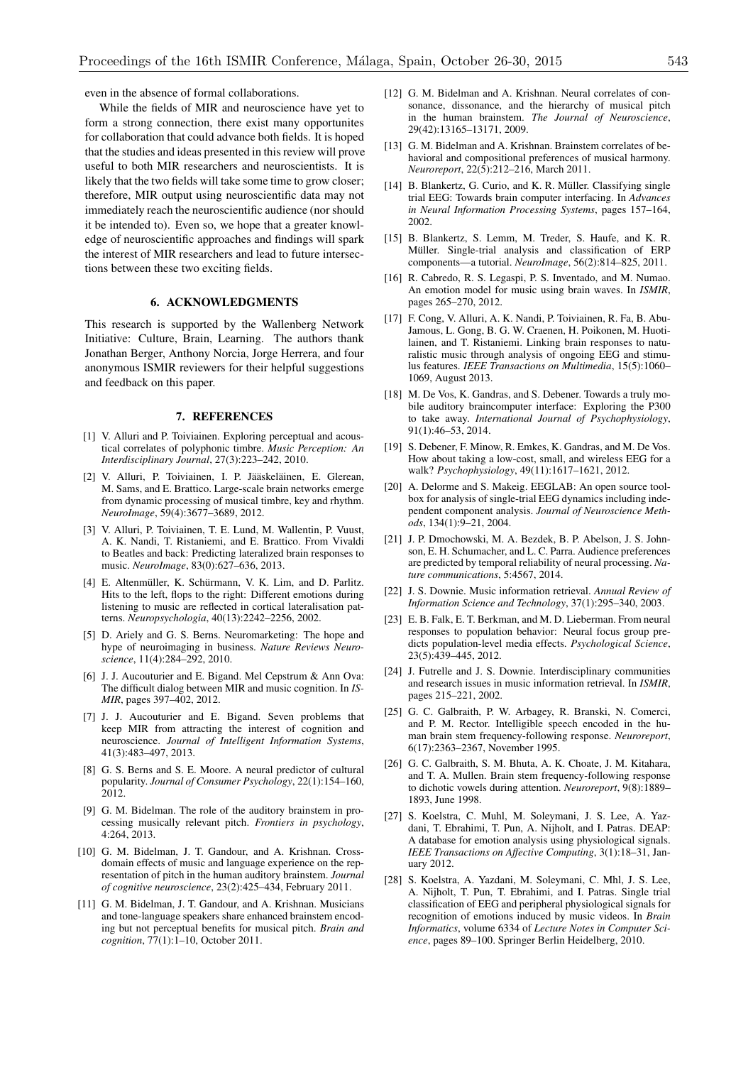even in the absence of formal collaborations.

While the fields of MIR and neuroscience have yet to form a strong connection, there exist many opportunites for collaboration that could advance both fields. It is hoped that the studies and ideas presented in this review will prove useful to both MIR researchers and neuroscientists. It is likely that the two fields will take some time to grow closer; therefore, MIR output using neuroscientific data may not immediately reach the neuroscientific audience (nor should it be intended to). Even so, we hope that a greater knowledge of neuroscientific approaches and findings will spark the interest of MIR researchers and lead to future intersections between these two exciting fields.

## 6. ACKNOWLEDGMENTS

This research is supported by the Wallenberg Network Initiative: Culture, Brain, Learning. The authors thank Jonathan Berger, Anthony Norcia, Jorge Herrera, and four anonymous ISMIR reviewers for their helpful suggestions and feedback on this paper.

## 7. REFERENCES

[1] V. Alluri and P. Toiviainen. Exploring perceptual and acoustical correlates of polyphonic timbre. *Music Perception: An Interdisciplinary Journal*, 27(3):223–242, 2010.

[2] V. Alluri, P. Toiviainen, I. P. Jääskeläinen, E. Glerean, M. Sams, and E. Brattico. Large-scale brain networks emerge from dynamic processing of musical timbre, key and rhythm. *NeuroImage*, 59(4):3677–3689, 2012.

[3] V. Alluri, P. Toiviainen, T. E. Lund, M. Wallentin, P. Vuust, A. K. Nandi, T. Ristaniemi, and E. Brattico. From Vivaldi to Beatles and back: Predicting lateralized brain responses to music. *NeuroImage*, 83(0):627–636, 2013.

[4] E. Altenmüller, K. Schürmann, V. K. Lim, and D. Parlitz. Hits to the left, flops to the right: Different emotions during listening to music are reflected in cortical lateralisation patterns. *Neuropsychologia*, 40(13):2242–2256, 2002.

[5] D. Ariely and G. S. Berns. Neuromarketing: The hope and hype of neuroimaging in business. *Nature Reviews Neuroscience*, 11(4):284–292, 2010.

[6] J. J. Aucouturier and E. Bigand. Mel Cepstrum & Ann Ova: The difficult dialog between MIR and music cognition. In *ISMIR*, pages 397–402, 2012.

[7] J. J. Aucouturier and E. Bigand. Seven problems that keep MIR from attracting the interest of cognition and neuroscience. *Journal of Intelligent Information Systems*, 41(3):483–497, 2013.

[8] G. S. Berns and S. E. Moore. A neural predictor of cultural popularity. *Journal of Consumer Psychology*, 22(1):154–160, 2012.

[9] G. M. Bidelman. The role of the auditory brainstem in processing musically relevant pitch. *Frontiers in psychology*, 4:264, 2013.

[10] G. M. Bidelman, J. T. Gandour, and A. Krishnan. Cross-domain effects of music and language experience on the representation of pitch in the human auditory brainstem. *Journal of cognitive neuroscience*, 23(2):425–434, February 2011.

[11] G. M. Bidelman, J. T. Gandour, and A. Krishnan. Musicians and tone-language speakers share enhanced brainstem encoding but not perceptual benefits for musical pitch. *Brain and cognition*, 77(1):1–10, October 2011.

[12] G. M. Bidelman and A. Krishnan. Neural correlates of consonance, dissonance, and the hierarchy of musical pitch in the human brainstem. *The Journal of Neuroscience*, 29(42):13165–13171, 2009.

[13] G. M. Bidelman and A. Krishnan. Brainstem correlates of behavioral and compositional preferences of musical harmony. *Neuroreport*, 22(5):212–216, March 2011.

[14] B. Blankertz, G. Curio, and K. R. Müller. Classifying single trial EEG: Towards brain computer interfacing. In *Advances in Neural Information Processing Systems*, pages 157–164, 2002.

[15] B. Blankertz, S. Lemm, M. Treder, S. Haufe, and K. R. Müller. Single-trial analysis and classification of ERP components—a tutorial. *NeuroImage*, 56(2):814–825, 2011.

[16] R. Cabredo, R. S. Legaspi, P. S. Inventado, and M. Numao. An emotion model for music using brain waves. In *ISMIR*, pages 265–270, 2012.

[17] F. Cong, V. Alluri, A. K. Nandi, P. Toiviainen, R. Fa, B. Abu-Jamous, L. Gong, B. G. W. Craenen, H. Poikonen, M. Huotilainen, and T. Ristaniemi. Linking brain responses to naturalistic music through analysis of ongoing EEG and stimulus features. *IEEE Transactions on Multimedia*, 15(5):1060–1069, August 2013.

[18] M. De Vos, K. Gandras, and S. Debener. Towards a truly mobile auditory braincomputer interface: Exploring the P300 to take away. *International Journal of Psychophysiology*, 91(1):46–53, 2014.

[19] S. Debener, F. Minow, R. Emkes, K. Gandras, and M. De Vos. How about taking a low-cost, small, and wireless EEG for a walk? *Psychophysiology*, 49(11):1617–1621, 2012.

[20] A. Delorme and S. Makeig. EEGLAB: An open source toolbox for analysis of single-trial EEG dynamics including independent component analysis. *Journal of Neuroscience Methods*, 134(1):9–21, 2004.

[21] J. P. Dmochowski, M. A. Bezdek, B. P. Abelson, J. S. Johnson, E. H. Schumacher, and L. C. Parra. Audience preferences are predicted by temporal reliability of neural processing. *Nature communications*, 5:4567, 2014.

[22] J. S. Downie. Music information retrieval. *Annual Review of Information Science and Technology*, 37(1):295–340, 2003.

[23] E. B. Falk, E. T. Berkman, and M. D. Lieberman. From neural responses to population behavior: Neural focus group predicts population-level media effects. *Psychological Science*, 23(5):439–445, 2012.

[24] J. Futrelle and J. S. Downie. Interdisciplinary communities and research issues in music information retrieval. In *ISMIR*, pages 215–221, 2002.

[25] G. C. Galbraith, P. W. Arbagey, R. Branski, N. Comerci, and P. M. Rector. Intelligible speech encoded in the human brain stem frequency-following response. *Neuroreport*, 6(17):2363–2367, November 1995.

[26] G. C. Galbraith, S. M. Bhuta, A. K. Choate, J. M. Kitahara, and T. A. Mullen. Brain stem frequency-following response to dichotic vowels during attention. *Neuroreport*, 9(8):1889–1893, June 1998.

[27] S. Koelstra, C. Muhl, M. Soleymani, J. S. Lee, A. Yazdani, T. Ebrahimi, T. Pun, A. Nijholt, and I. Patras. DEAP: A database for emotion analysis using physiological signals. *IEEE Transactions on Affective Computing*, 3(1):18–31, January 2012.

[28] S. Koelstra, A. Yazdani, M. Soleymani, C. Mhl, J. S. Lee, A. Nijholt, T. Pun, T. Ebrahimi, and I. Patras. Single trial classification of EEG and peripheral physiological signals for recognition of emotions induced by music videos. In *Brain Informatics*, volume 6334 of *Lecture Notes in Computer Science*, pages 89–100. Springer Berlin Heidelberg, 2010.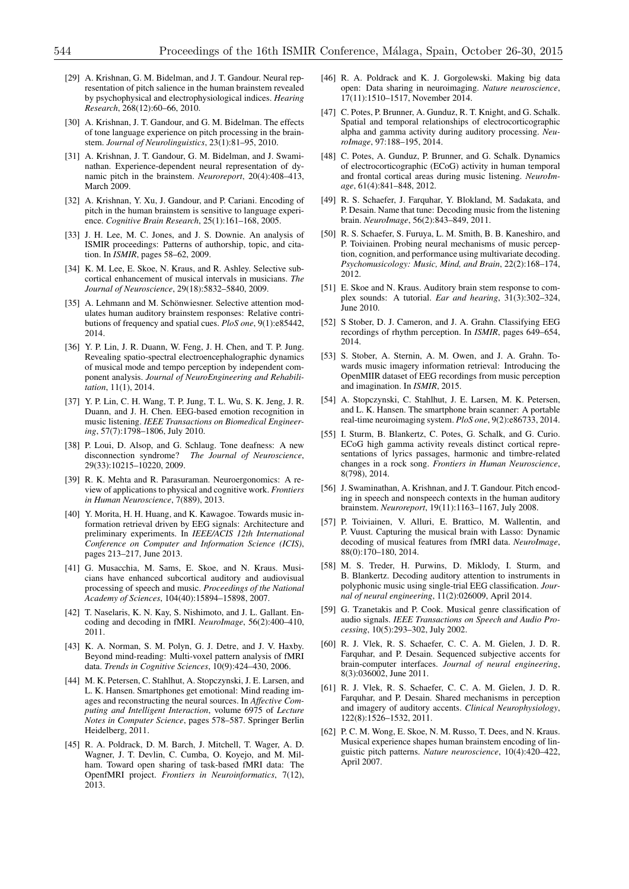[29] A. Krishnan, G. M. Bidelman, and J. T. Gandour. Neural representation of pitch salience in the human brainstem revealed by psychophysical and electrophysiological indices. *Hearing Research*, 268(12):60–66, 2010.

[30] A. Krishnan, J. T. Gandour, and G. M. Bidelman. The effects of tone language experience on pitch processing in the brainstem. *Journal of Neurolinguistics*, 23(1):81–95, 2010.

[31] A. Krishnan, J. T. Gandour, G. M. Bidelman, and J. Swaminathan. Experience-dependent neural representation of dynamic pitch in the brainstem. *Neuroreport*, 20(4):408–413, March 2009.

[32] A. Krishnan, Y. Xu, J. Gandour, and P. Cariani. Encoding of pitch in the human brainstem is sensitive to language experience. *Cognitive Brain Research*, 25(1):161–168, 2005.

[33] J. H. Lee, M. C. Jones, and J. S. Downie. An analysis of ISMIR proceedings: Patterns of authorship, topic, and citation. In *ISMIR*, pages 58–62, 2009.

[34] K. M. Lee, E. Skoe, N. Kraus, and R. Ashley. Selective subcortical enhancement of musical intervals in musicians. *The Journal of Neuroscience*, 29(18):5832–5840, 2009.

[35] A. Lehmann and M. Schönwiesner. Selective attention modulates human auditory brainstem responses: Relative contributions of frequency and spatial cues. *PloS one*, 9(1):e85442, 2014.

[36] Y. P. Lin, J. R. Duann, W. Feng, J. H. Chen, and T. P. Jung. Revealing spatio-spectral electroencephalographic dynamics of musical mode and tempo perception by independent component analysis. *Journal of NeuroEngineering and Rehabilitation*, 11(1), 2014.

[37] Y. P. Lin, C. H. Wang, T. P. Jung, T. L. Wu, S. K. Jeng, J. R. Duann, and J. H. Chen. EEG-based emotion recognition in music listening. *IEEE Transactions on Biomedical Engineering*, 57(7):1798–1806, July 2010.

[38] P. Loui, D. Alsop, and G. Schlaug. Tone deafness: A new disconnection syndrome? *The Journal of Neuroscience*, 29(33):10215–10220, 2009.

[39] R. K. Mehta and R. Parasuraman. Neuroergonomics: A review of applications to physical and cognitive work. *Frontiers in Human Neuroscience*, 7(889), 2013.

[40] Y. Morita, H. H. Huang, and K. Kawagoe. Towards music information retrieval driven by EEG signals: Architecture and preliminary experiments. In *IEEE/ACIS 12th International Conference on Computer and Information Science (ICIS)*, pages 213–217, June 2013.

[41] G. Musacchia, M. Sams, E. Skoe, and N. Kraus. Musicians have enhanced subcortical auditory and audiovisual processing of speech and music. *Proceedings of the National Academy of Sciences*, 104(40):15894–15898, 2007.

[42] T. Naselaris, K. N. Kay, S. Nishimoto, and J. L. Gallant. Encoding and decoding in fMRI. *NeuroImage*, 56(2):400–410, 2011.

[43] K. A. Norman, S. M. Polyn, G. J. Detre, and J. V. Haxby. Beyond mind-reading: Multi-voxel pattern analysis of fMRI data. *Trends in Cognitive Sciences*, 10(9):424–430, 2006.

[44] M. K. Petersen, C. Stahlhut, A. Stopczynski, J. E. Larsen, and L. K. Hansen. Smartphones get emotional: Mind reading images and reconstructing the neural sources. In *Affective Computing and Intelligent Interaction*, volume 6975 of *Lecture Notes in Computer Science*, pages 578–587. Springer Berlin Heidelberg, 2011.

[45] R. A. Poldrack, D. M. Barch, J. Mitchell, T. Wager, A. D. Wagner, J. T. Devlin, C. Cumba, O. Koyejo, and M. Milham. Toward open sharing of task-based fMRI data: The OpenfMRI project. *Frontiers in Neuroinformatics*, 7(12), 2013.

[46] R. A. Poldrack and K. J. Gorgolewski. Making big data open: Data sharing in neuroimaging. *Nature neuroscience*, 17(11):1510–1517, November 2014.

[47] C. Potes, P. Brunner, A. Gunduz, R. T. Knight, and G. Schalk. Spatial and temporal relationships of electrocorticographic alpha and gamma activity during auditory processing. *NeuroImage*, 97:188–195, 2014.

[48] C. Potes, A. Gunduz, P. Brunner, and G. Schalk. Dynamics of electrocorticographic (ECoG) activity in human temporal and frontal cortical areas during music listening. *NeuroImage*, 61(4):841–848, 2012.

[49] R. S. Schaefer, J. Farquhar, Y. Blokland, M. Sadakata, and P. Desain. Name that tune: Decoding music from the listening brain. *NeuroImage*, 56(2):843–849, 2011.

[50] R. S. Schaefer, S. Furuya, L. M. Smith, B. B. Kaneshiro, and P. Toiviainen. Probing neural mechanisms of music perception, cognition, and performance using multivariate decoding. *Psychomusicology: Music, Mind, and Brain*, 22(2):168–174, 2012.

[51] E. Skoe and N. Kraus. Auditory brain stem response to complex sounds: A tutorial. *Ear and hearing*, 31(3):302–324, June 2010.

[52] S Stober, D. J. Cameron, and J. A. Grahn. Classifying EEG recordings of rhythm perception. In *ISMIR*, pages 649–654, 2014.

[53] S. Stober, A. Sternin, A. M. Owen, and J. A. Grahn. Towards music imagery information retrieval: Introducing the OpenMIIR dataset of EEG recordings from music perception and imagination. In *ISMIR*, 2015.

[54] A. Stopczynski, C. Stahlhut, J. E. Larsen, M. K. Petersen, and L. K. Hansen. The smartphone brain scanner: A portable real-time neuroimaging system. *PloS one*, 9(2):e86733, 2014.

[55] I. Sturm, B. Blankertz, C. Potes, G. Schalk, and G. Curio. ECoG high gamma activity reveals distinct cortical representations of lyrics passages, harmonic and timbre-related changes in a rock song. *Frontiers in Human Neuroscience*, 8(798), 2014.

[56] J. Swaminathan, A. Krishnan, and J. T. Gandour. Pitch encoding in speech and nonspeech contexts in the human auditory brainstem. *Neuroreport*, 19(11):1163–1167, July 2008.

[57] P. Toiviainen, V. Alluri, E. Brattico, M. Wallentin, and P. Vuust. Capturing the musical brain with Lasso: Dynamic decoding of musical features from fMRI data. *NeuroImage*, 88(0):170–180, 2014.

[58] M. S. Treder, H. Purwins, D. Miklody, I. Sturm, and B. Blankertz. Decoding auditory attention to instruments in polyphonic music using single-trial EEG classification. *Journal of neural engineering*, 11(2):026009, April 2014.

[59] G. Tzanetakis and P. Cook. Musical genre classification of audio signals. *IEEE Transactions on Speech and Audio Processing*, 10(5):293–302, July 2002.

[60] R. J. Vlek, R. S. Schaefer, C. C. A. M. Gielen, J. D. R. Farquhar, and P. Desain. Sequenced subjective accents for brain-computer interfaces. *Journal of neural engineering*, 8(3):036002, June 2011.

[61] R. J. Vlek, R. S. Schaefer, C. C. A. M. Gielen, J. D. R. Farquhar, and P. Desain. Shared mechanisms in perception and imagery of auditory accents. *Clinical Neurophysiology*, 122(8):1526–1532, 2011.

[62] P. C. M. Wong, E. Skoe, N. M. Russo, T. Dees, and N. Kraus. Musical experience shapes human brainstem encoding of linguistic pitch patterns. *Nature neuroscience*, 10(4):420–422, April 2007.